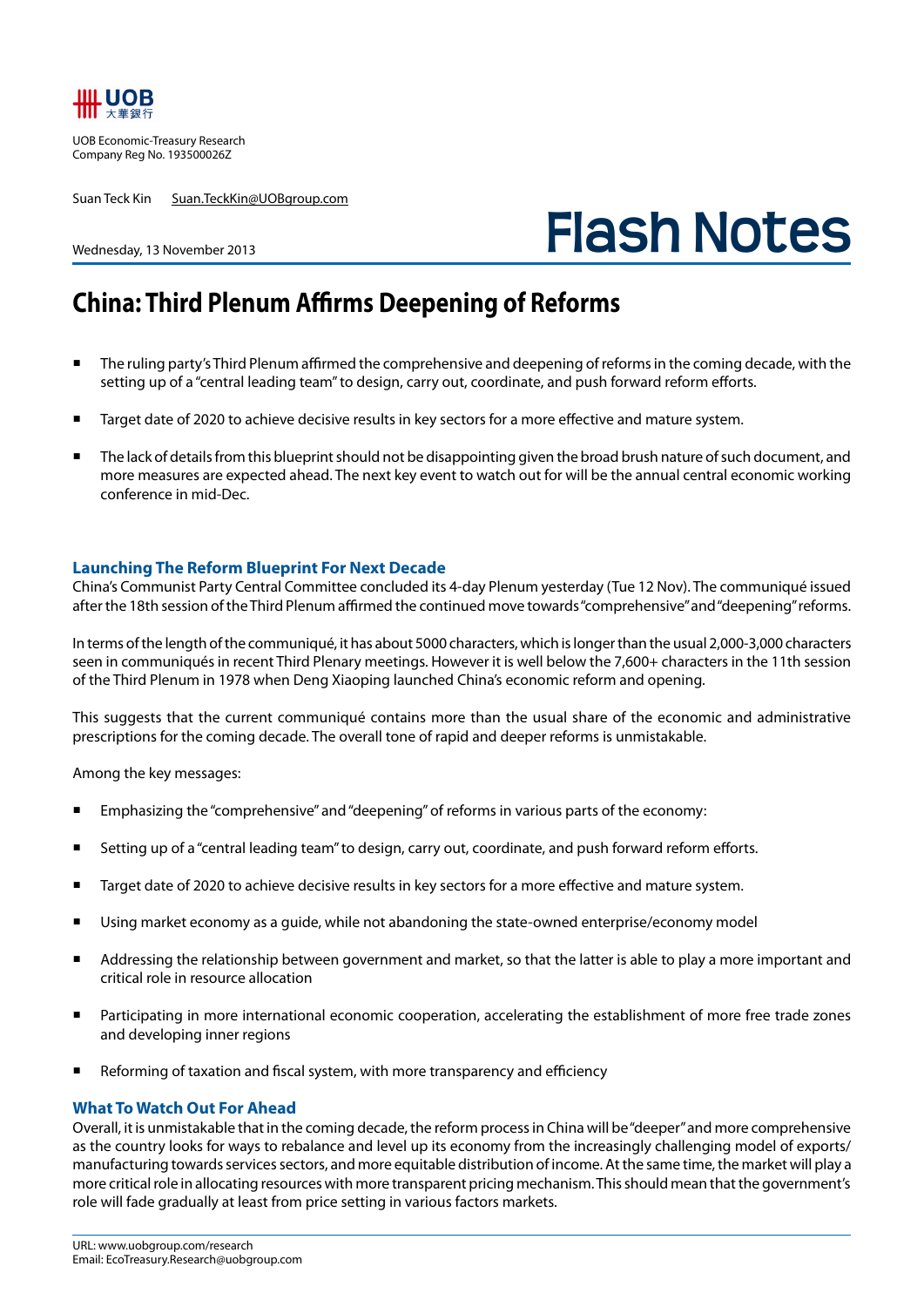UOB Economic-Treasury Research
Company Reg No. 193500026Z

Suan Teck Kin Suan.TeckKin@UOBgroup.com

Wednesday, 13 November 2013

# Flash Notes

## China: Third Plenum Affirms Deepening of Reforms

- The ruling party's Third Plenum affirmed the comprehensive and deepening of reforms in the coming decade, with the setting up of a "central leading team" to design, carry out, coordinate, and push forward reform efforts.
- Target date of 2020 to achieve decisive results in key sectors for a more effective and mature system.
- The lack of details from this blueprint should not be disappointing given the broad brush nature of such document, and more measures are expected ahead. The next key event to watch out for will be the annual central economic working conference in mid-Dec.

### Launching The Reform Blueprint For Next Decade

China's Communist Party Central Committee concluded its 4-day Plenum yesterday (Tue 12 Nov). The communiqué issued after the 18th session of the Third Plenum affirmed the continued move towards "comprehensive" and "deepening" reforms.

In terms of the length of the communiqué, it has about 5000 characters, which is longer than the usual 2,000-3,000 characters seen in communiqués in recent Third Plenary meetings. However it is well below the 7,600+ characters in the 11th session of the Third Plenum in 1978 when Deng Xiaoping launched China's economic reform and opening.

This suggests that the current communiqué contains more than the usual share of the economic and administrative prescriptions for the coming decade. The overall tone of rapid and deeper reforms is unmistakable.

Among the key messages:

- Emphasizing the "comprehensive" and "deepening" of reforms in various parts of the economy:
- Setting up of a "central leading team" to design, carry out, coordinate, and push forward reform efforts.
- Target date of 2020 to achieve decisive results in key sectors for a more effective and mature system.
- Using market economy as a guide, while not abandoning the state-owned enterprise/economy model
- Addressing the relationship between government and market, so that the latter is able to play a more important and critical role in resource allocation
- Participating in more international economic cooperation, accelerating the establishment of more free trade zones and developing inner regions
- Reforming of taxation and fiscal system, with more transparency and efficiency

### What To Watch Out For Ahead

Overall, it is unmistakable that in the coming decade, the reform process in China will be "deeper" and more comprehensive as the country looks for ways to rebalance and level up its economy from the increasingly challenging model of exports/manufacturing towards services sectors, and more equitable distribution of income. At the same time, the market will play a more critical role in allocating resources with more transparent pricing mechanism. This should mean that the government's role will fade gradually at least from price setting in various factors markets.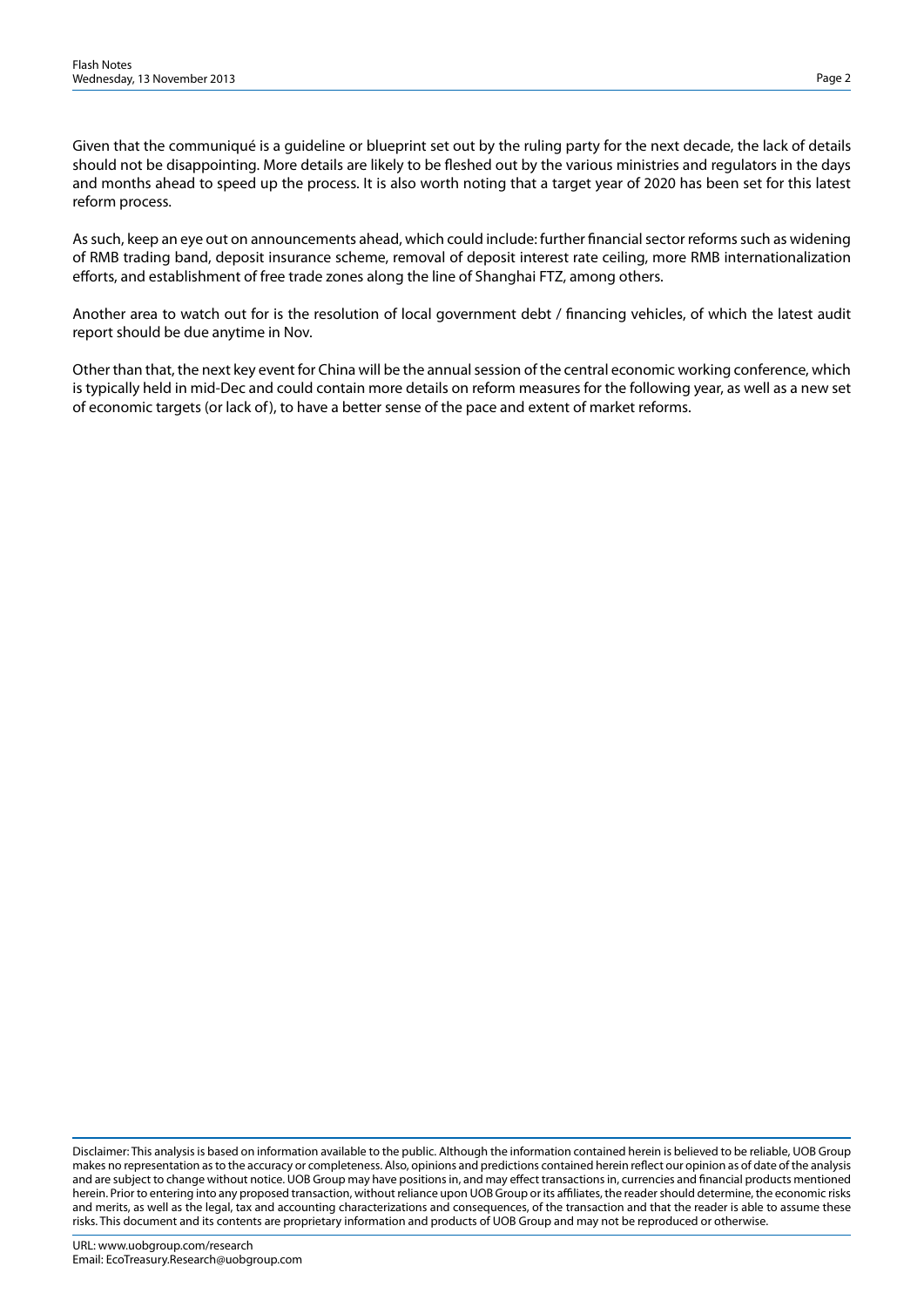Given that the communiqué is a guideline or blueprint set out by the ruling party for the next decade, the lack of details should not be disappointing. More details are likely to be fleshed out by the various ministries and regulators in the days and months ahead to speed up the process. It is also worth noting that a target year of 2020 has been set for this latest reform process.

As such, keep an eye out on announcements ahead, which could include: further financial sector reforms such as widening of RMB trading band, deposit insurance scheme, removal of deposit interest rate ceiling, more RMB internationalization efforts, and establishment of free trade zones along the line of Shanghai FTZ, among others.

Another area to watch out for is the resolution of local government debt / financing vehicles, of which the latest audit report should be due anytime in Nov.

Other than that, the next key event for China will be the annual session of the central economic working conference, which is typically held in mid-Dec and could contain more details on reform measures for the following year, as well as a new set of economic targets (or lack of), to have a better sense of the pace and extent of market reforms.

Disclaimer: This analysis is based on information available to the public. Although the information contained herein is believed to be reliable, UOB Group makes no representation as to the accuracy or completeness. Also, opinions and predictions contained herein reflect our opinion as of date of the analysis and are subject to change without notice. UOB Group may have positions in, and may effect transactions in, currencies and financial products mentioned herein. Prior to entering into any proposed transaction, without reliance upon UOB Group or its affiliates, the reader should determine, the economic risks and merits, as well as the legal, tax and accounting characterizations and consequences, of the transaction and that the reader is able to assume these risks. This document and its contents are proprietary information and products of UOB Group and may not be reproduced or otherwise.

URL: www.uobgroup.com/research
Email: EcoTreasury.Research@uobgroup.com